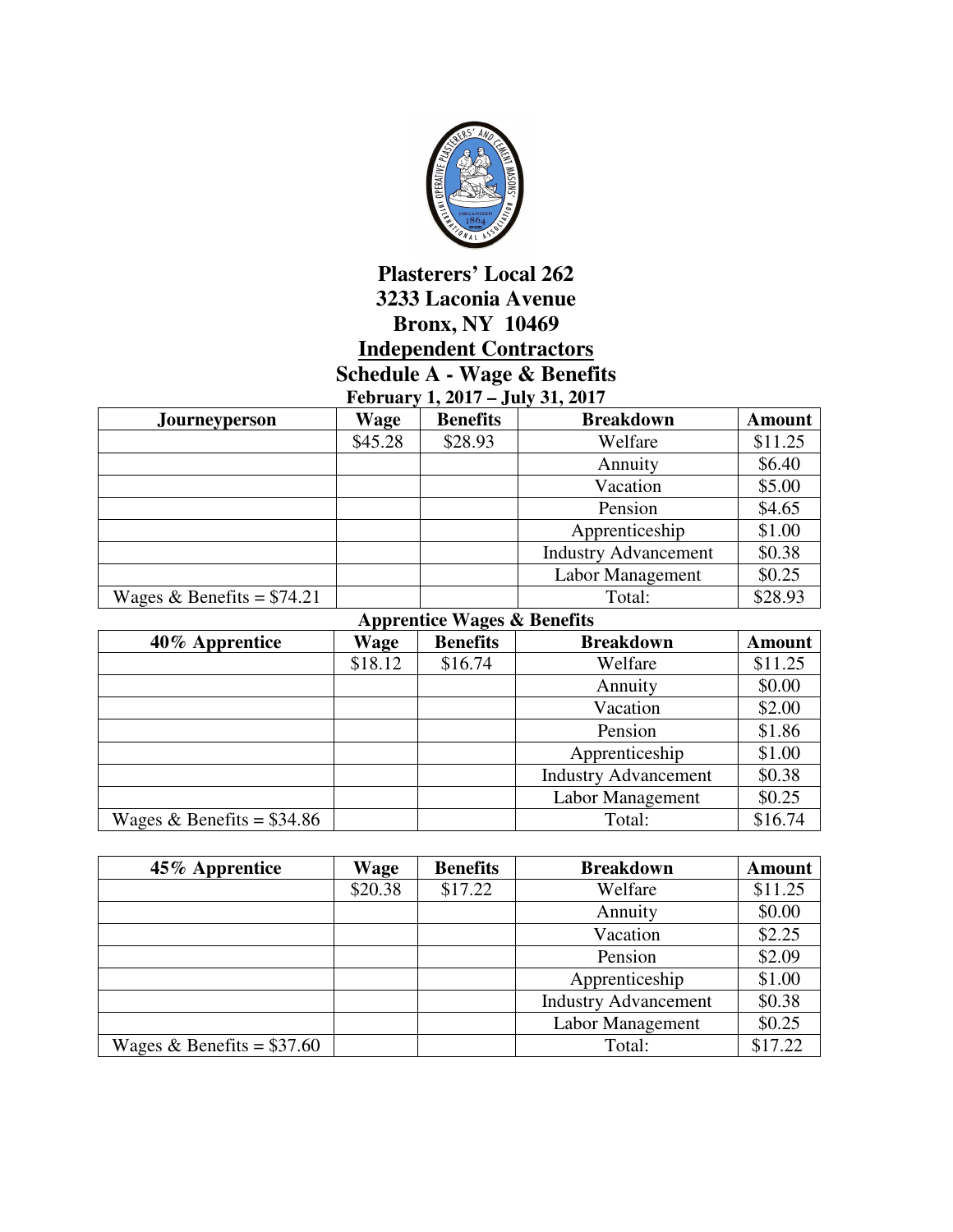# Plasterers' Local 262
## 3233 Laconia Avenue
## Bronx, NY 10469
## Independent Contractors
## Schedule A - Wage & Benefits
### February 1, 2017 – July 31, 2017

| Journeyperson | Wage | Benefits | Breakdown | Amount |
|---|---|---|---|---|
| | $45.28 | $28.93 | Welfare | $11.25 |
| | | | Annuity | $6.40 |
| | | | Vacation | $5.00 |
| | | | Pension | $4.65 |
| | | | Apprenticeship | $1.00 |
| | | | Industry Advancement | $0.38 |
| | | | Labor Management | $0.25 |
| Wages & Benefits = $74.21 | | | Total: | $28.93 |

### Apprentice Wages & Benefits

| 40% Apprentice | Wage | Benefits | Breakdown | Amount |
|---|---|---|---|---|
| | $18.12 | $16.74 | Welfare | $11.25 |
| | | | Annuity | $0.00 |
| | | | Vacation | $2.00 |
| | | | Pension | $1.86 |
| | | | Apprenticeship | $1.00 |
| | | | Industry Advancement | $0.38 |
| | | | Labor Management | $0.25 |
| Wages & Benefits = $34.86 | | | Total: | $16.74 |

| 45% Apprentice | Wage | Benefits | Breakdown | Amount |
|---|---|---|---|---|
| | $20.38 | $17.22 | Welfare | $11.25 |
| | | | Annuity | $0.00 |
| | | | Vacation | $2.25 |
| | | | Pension | $2.09 |
| | | | Apprenticeship | $1.00 |
| | | | Industry Advancement | $0.38 |
| | | | Labor Management | $0.25 |
| Wages & Benefits = $37.60 | | | Total: | $17.22 |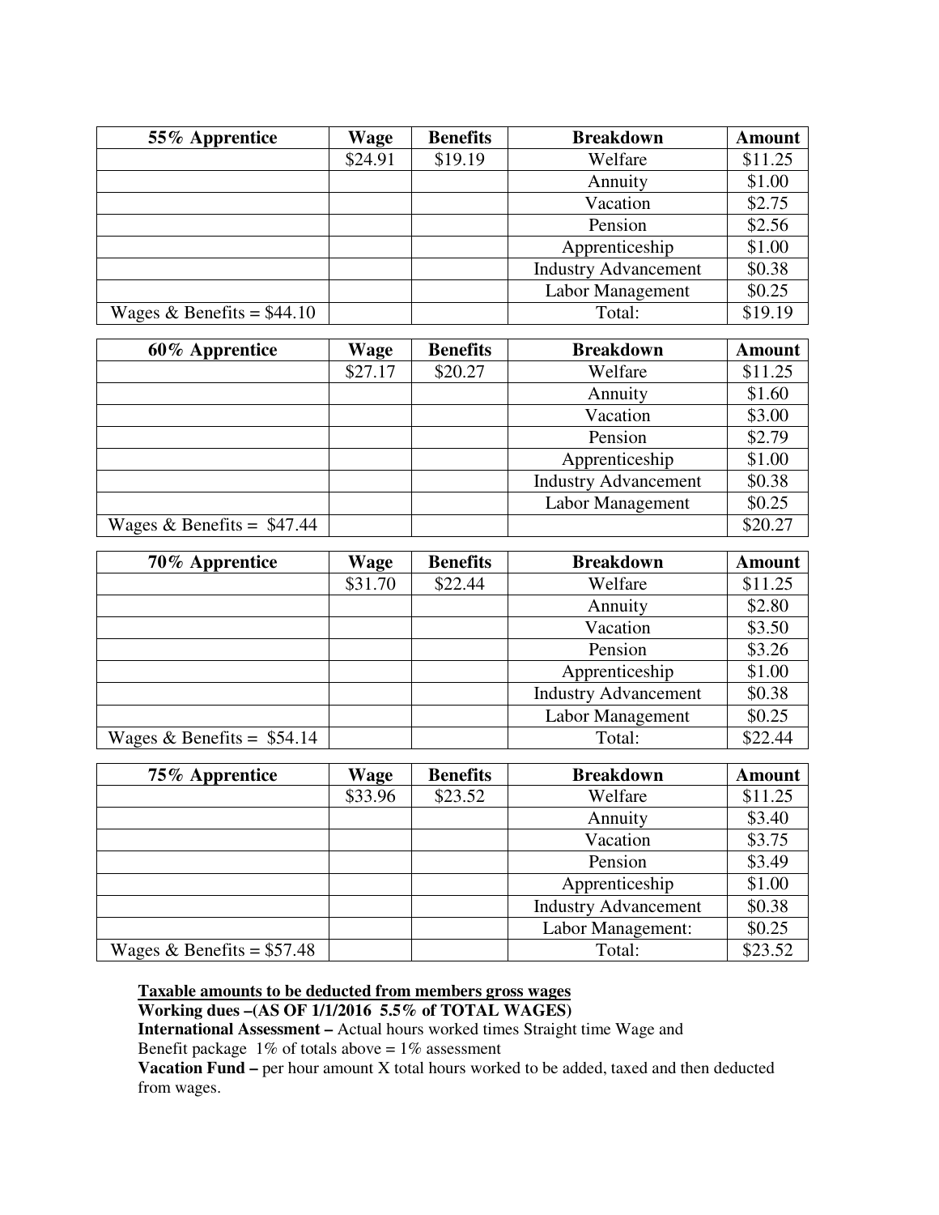| 55% Apprentice | Wage | Benefits | Breakdown | Amount |
|---|---|---|---|---|
| | $24.91 | $19.19 | Welfare | $11.25 |
| | | | Annuity | $1.00 |
| | | | Vacation | $2.75 |
| | | | Pension | $2.56 |
| | | | Apprenticeship | $1.00 |
| | | | Industry Advancement | $0.38 |
| | | | Labor Management | $0.25 |
| Wages & Benefits = $44.10 | | | Total: | $19.19 |

| 60% Apprentice | Wage | Benefits | Breakdown | Amount |
|---|---|---|---|---|
| | $27.17 | $20.27 | Welfare | $11.25 |
| | | | Annuity | $1.60 |
| | | | Vacation | $3.00 |
| | | | Pension | $2.79 |
| | | | Apprenticeship | $1.00 |
| | | | Industry Advancement | $0.38 |
| | | | Labor Management | $0.25 |
| Wages & Benefits = $47.44 | | | | $20.27 |

| 70% Apprentice | Wage | Benefits | Breakdown | Amount |
|---|---|---|---|---|
| | $31.70 | $22.44 | Welfare | $11.25 |
| | | | Annuity | $2.80 |
| | | | Vacation | $3.50 |
| | | | Pension | $3.26 |
| | | | Apprenticeship | $1.00 |
| | | | Industry Advancement | $0.38 |
| | | | Labor Management | $0.25 |
| Wages & Benefits = $54.14 | | | Total: | $22.44 |

| 75% Apprentice | Wage | Benefits | Breakdown | Amount |
|---|---|---|---|---|
| | $33.96 | $23.52 | Welfare | $11.25 |
| | | | Annuity | $3.40 |
| | | | Vacation | $3.75 |
| | | | Pension | $3.49 |
| | | | Apprenticeship | $1.00 |
| | | | Industry Advancement | $0.38 |
| | | | Labor Management: | $0.25 |
| Wages & Benefits = $57.48 | | | Total: | $23.52 |

**Taxable amounts to be deducted from members gross wages**

**Working dues –(AS OF 1/1/2016 5.5% of TOTAL WAGES)**

**International Assessment –** Actual hours worked times Straight time Wage and Benefit package 1% of totals above = 1% assessment

**Vacation Fund –** per hour amount X total hours worked to be added, taxed and then deducted from wages.